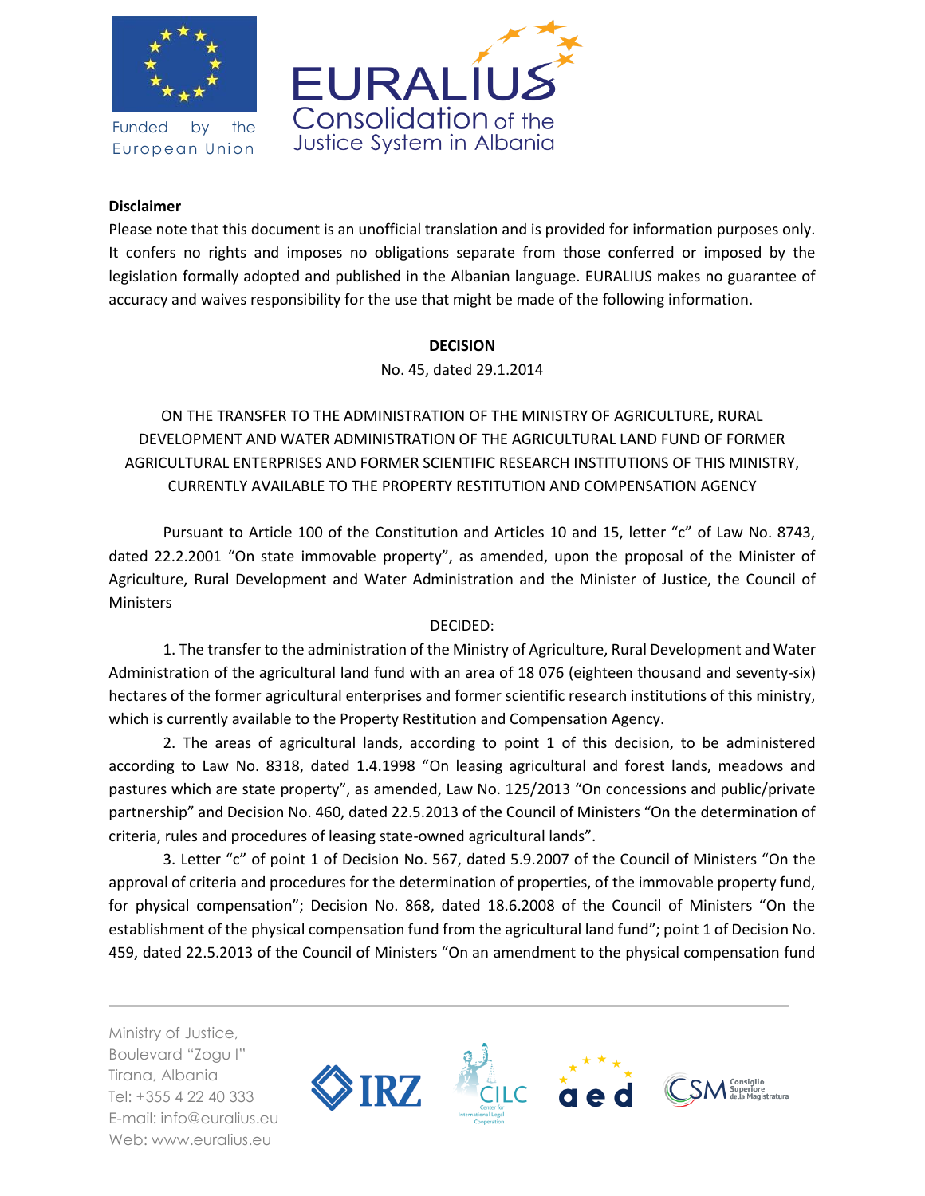**Disclaimer**

Please note that this document is an unofficial translation and is provided for information purposes only. It confers no rights and imposes no obligations separate from those conferred or imposed by the legislation formally adopted and published in the Albanian language. EURALIUS makes no guarantee of accuracy and waives responsibility for the use that might be made of the following information.

# DECISION

No. 45, dated 29.1.2014

ON THE TRANSFER TO THE ADMINISTRATION OF THE MINISTRY OF AGRICULTURE, RURAL DEVELOPMENT AND WATER ADMINISTRATION OF THE AGRICULTURAL LAND FUND OF FORMER AGRICULTURAL ENTERPRISES AND FORMER SCIENTIFIC RESEARCH INSTITUTIONS OF THIS MINISTRY, CURRENTLY AVAILABLE TO THE PROPERTY RESTITUTION AND COMPENSATION AGENCY

Pursuant to Article 100 of the Constitution and Articles 10 and 15, letter "c" of Law No. 8743, dated 22.2.2001 "On state immovable property", as amended, upon the proposal of the Minister of Agriculture, Rural Development and Water Administration and the Minister of Justice, the Council of Ministers

DECIDED:

1. The transfer to the administration of the Ministry of Agriculture, Rural Development and Water Administration of the agricultural land fund with an area of 18 076 (eighteen thousand and seventy-six) hectares of the former agricultural enterprises and former scientific research institutions of this ministry, which is currently available to the Property Restitution and Compensation Agency.

2. The areas of agricultural lands, according to point 1 of this decision, to be administered according to Law No. 8318, dated 1.4.1998 "On leasing agricultural and forest lands, meadows and pastures which are state property", as amended, Law No. 125/2013 "On concessions and public/private partnership" and Decision No. 460, dated 22.5.2013 of the Council of Ministers "On the determination of criteria, rules and procedures of leasing state-owned agricultural lands".

3. Letter "c" of point 1 of Decision No. 567, dated 5.9.2007 of the Council of Ministers "On the approval of criteria and procedures for the determination of properties, of the immovable property fund, for physical compensation"; Decision No. 868, dated 18.6.2008 of the Council of Ministers "On the establishment of the physical compensation fund from the agricultural land fund"; point 1 of Decision No. 459, dated 22.5.2013 of the Council of Ministers "On an amendment to the physical compensation fund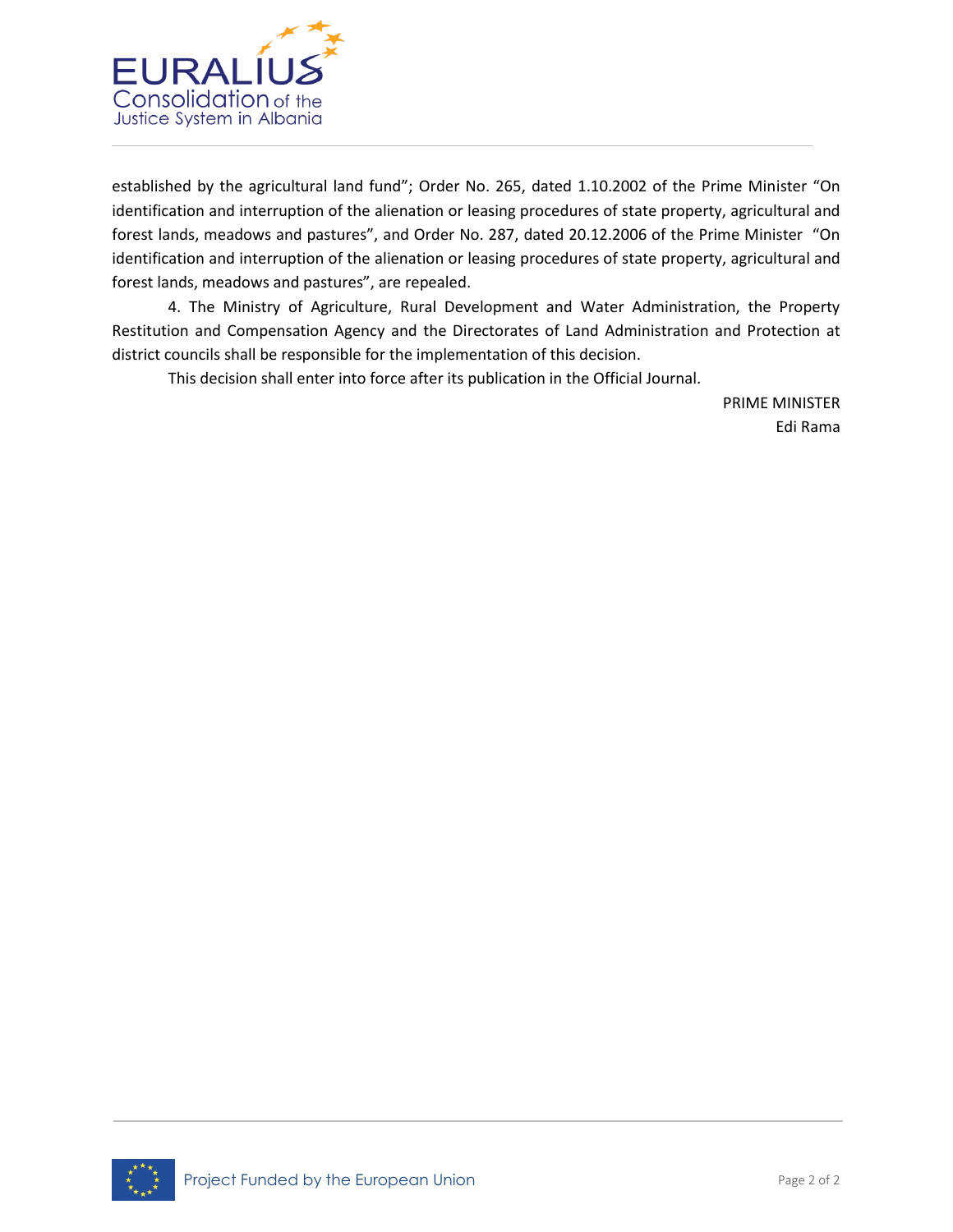established by the agricultural land fund"; Order No. 265, dated 1.10.2002 of the Prime Minister "On identification and interruption of the alienation or leasing procedures of state property, agricultural and forest lands, meadows and pastures", and Order No. 287, dated 20.12.2006 of the Prime Minister "On identification and interruption of the alienation or leasing procedures of state property, agricultural and forest lands, meadows and pastures", are repealed.

4. The Ministry of Agriculture, Rural Development and Water Administration, the Property Restitution and Compensation Agency and the Directorates of Land Administration and Protection at district councils shall be responsible for the implementation of this decision.

This decision shall enter into force after its publication in the Official Journal.

PRIME MINISTER
Edi Rama